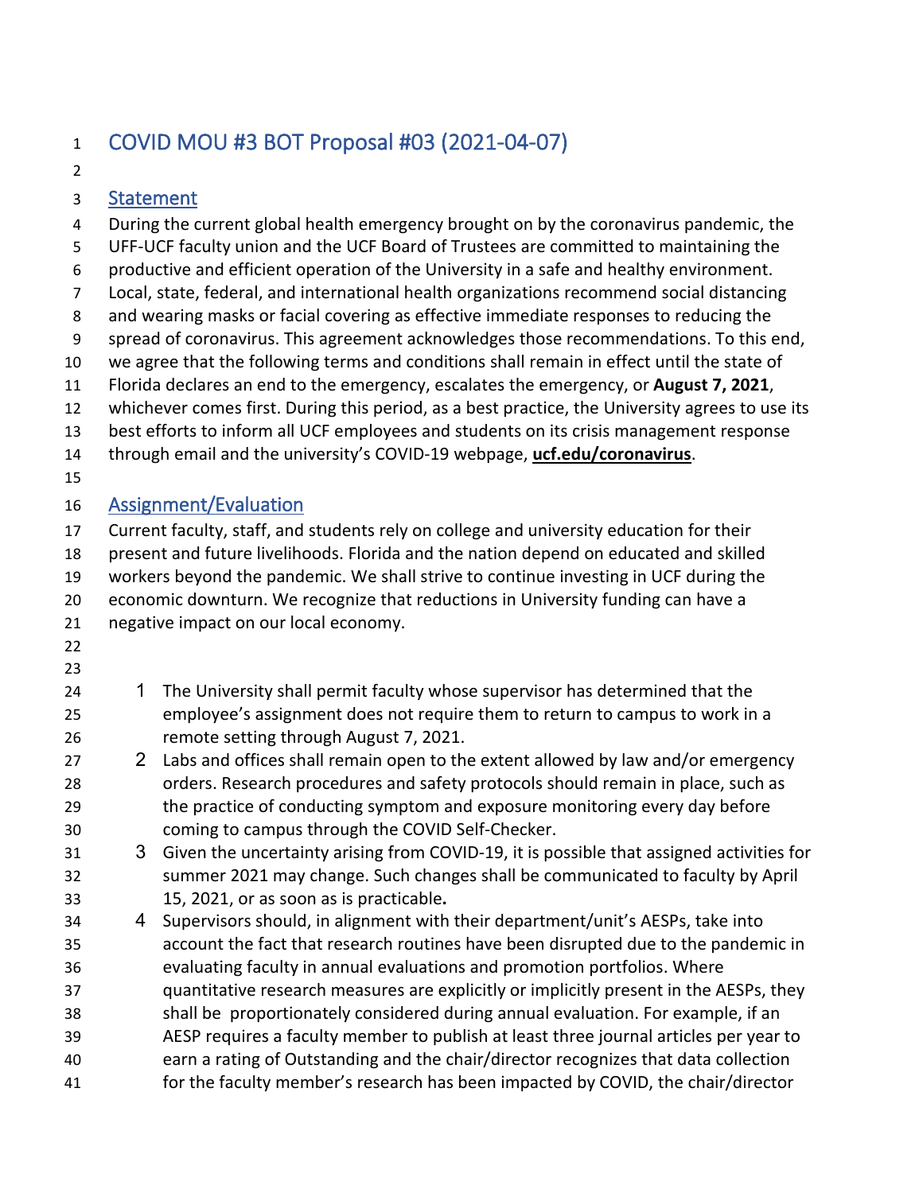# COVID MOU #3 BOT Proposal #03 (2021-04-07)

## Statement

During the current global health emergency brought on by the coronavirus pandemic, the UFF-UCF faculty union and the UCF Board of Trustees are committed to maintaining the productive and efficient operation of the University in a safe and healthy environment. Local, state, federal, and international health organizations recommend social distancing and wearing masks or facial covering as effective immediate responses to reducing the spread of coronavirus. This agreement acknowledges those recommendations. To this end, we agree that the following terms and conditions shall remain in effect until the state of Florida declares an end to the emergency, escalates the emergency, or **August 7, 2021**, whichever comes first. During this period, as a best practice, the University agrees to use its best efforts to inform all UCF employees and students on its crisis management response through email and the university's COVID-19 webpage, **ucf.edu/coronavirus**.

## Assignment/Evaluation

Current faculty, staff, and students rely on college and university education for their present and future livelihoods. Florida and the nation depend on educated and skilled workers beyond the pandemic. We shall strive to continue investing in UCF during the economic downturn. We recognize that reductions in University funding can have a negative impact on our local economy.

1. The University shall permit faculty whose supervisor has determined that the employee's assignment does not require them to return to campus to work in a remote setting through August 7, 2021.
2. Labs and offices shall remain open to the extent allowed by law and/or emergency orders. Research procedures and safety protocols should remain in place, such as the practice of conducting symptom and exposure monitoring every day before coming to campus through the COVID Self-Checker.
3. Given the uncertainty arising from COVID-19, it is possible that assigned activities for summer 2021 may change. Such changes shall be communicated to faculty by April 15, 2021, or as soon as is practicable**.**
4. Supervisors should, in alignment with their department/unit's AESPs, take into account the fact that research routines have been disrupted due to the pandemic in evaluating faculty in annual evaluations and promotion portfolios. Where quantitative research measures are explicitly or implicitly present in the AESPs, they shall be proportionately considered during annual evaluation. For example, if an AESP requires a faculty member to publish at least three journal articles per year to earn a rating of Outstanding and the chair/director recognizes that data collection for the faculty member's research has been impacted by COVID, the chair/director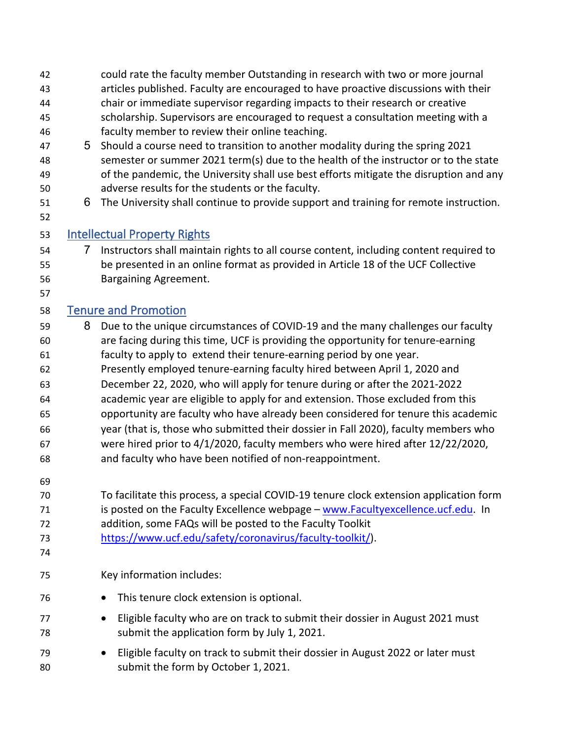could rate the faculty member Outstanding in research with two or more journal articles published. Faculty are encouraged to have proactive discussions with their chair or immediate supervisor regarding impacts to their research or creative scholarship. Supervisors are encouraged to request a consultation meeting with a faculty member to review their online teaching.

5. Should a course need to transition to another modality during the spring 2021 semester or summer 2021 term(s) due to the health of the instructor or to the state of the pandemic, the University shall use best efforts mitigate the disruption and any adverse results for the students or the faculty.
6. The University shall continue to provide support and training for remote instruction.

## Intellectual Property Rights

7. Instructors shall maintain rights to all course content, including content required to be presented in an online format as provided in Article 18 of the UCF Collective Bargaining Agreement.

## Tenure and Promotion

8. Due to the unique circumstances of COVID-19 and the many challenges our faculty are facing during this time, UCF is providing the opportunity for tenure-earning faculty to apply to extend their tenure-earning period by one year. Presently employed tenure-earning faculty hired between April 1, 2020 and December 22, 2020, who will apply for tenure during or after the 2021-2022 academic year are eligible to apply for and extension. Those excluded from this opportunity are faculty who have already been considered for tenure this academic year (that is, those who submitted their dossier in Fall 2020), faculty members who were hired prior to 4/1/2020, faculty members who were hired after 12/22/2020, and faculty who have been notified of non-reappointment.

   To facilitate this process, a special COVID-19 tenure clock extension application form is posted on the Faculty Excellence webpage – www.Facultyexcellence.ucf.edu. In addition, some FAQs will be posted to the Faculty Toolkit https://www.ucf.edu/safety/coronavirus/faculty-toolkit/).

   Key information includes:

   - This tenure clock extension is optional.
   - Eligible faculty who are on track to submit their dossier in August 2021 must submit the application form by July 1, 2021.
   - Eligible faculty on track to submit their dossier in August 2022 or later must submit the form by October 1, 2021.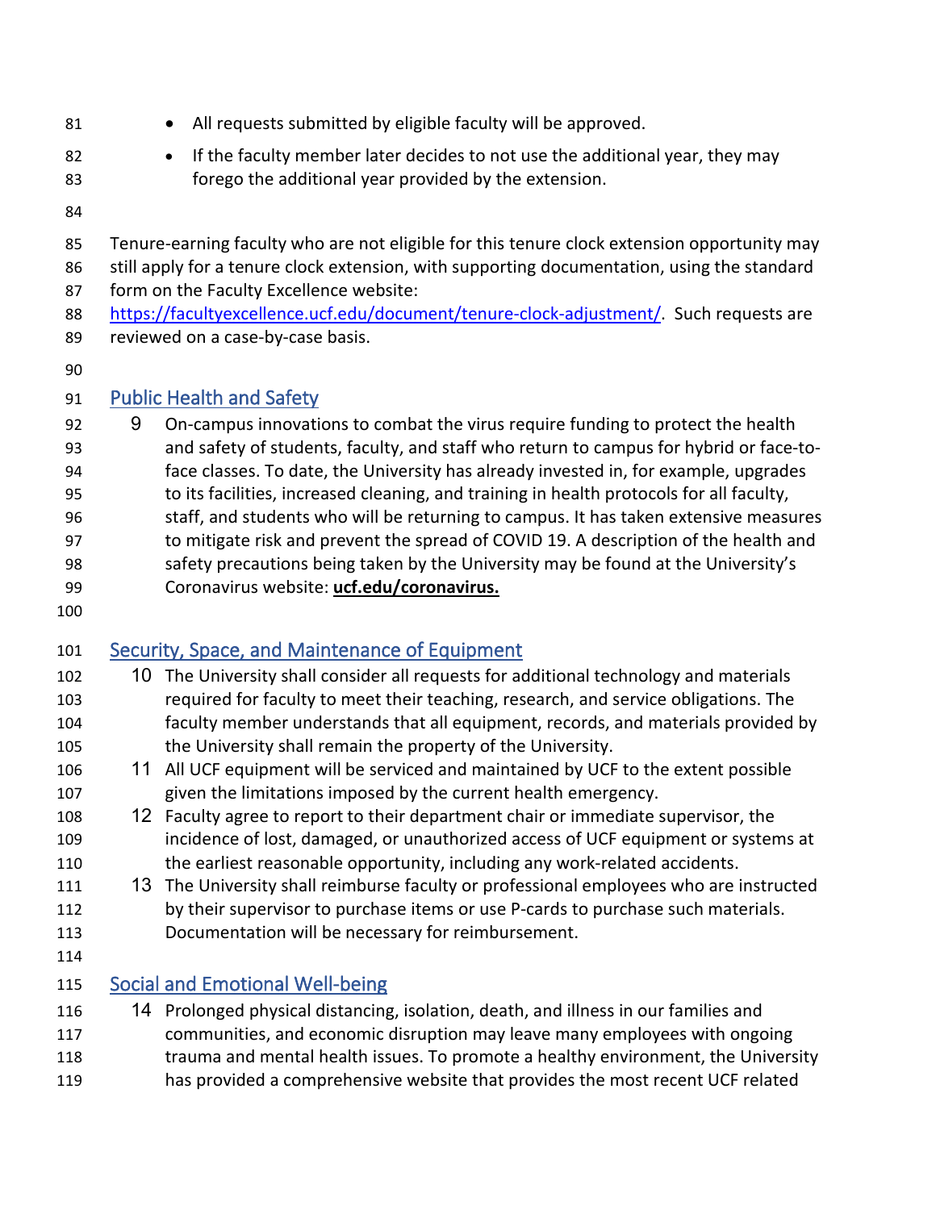- All requests submitted by eligible faculty will be approved.
- If the faculty member later decides to not use the additional year, they may forego the additional year provided by the extension.

Tenure-earning faculty who are not eligible for this tenure clock extension opportunity may still apply for a tenure clock extension, with supporting documentation, using the standard form on the Faculty Excellence website: https://facultyexcellence.ucf.edu/document/tenure-clock-adjustment/. Such requests are reviewed on a case-by-case basis.

## Public Health and Safety

9. On-campus innovations to combat the virus require funding to protect the health and safety of students, faculty, and staff who return to campus for hybrid or face-to-face classes. To date, the University has already invested in, for example, upgrades to its facilities, increased cleaning, and training in health protocols for all faculty, staff, and students who will be returning to campus. It has taken extensive measures to mitigate risk and prevent the spread of COVID 19. A description of the health and safety precautions being taken by the University may be found at the University's Coronavirus website: **ucf.edu/coronavirus.**

## Security, Space, and Maintenance of Equipment

10. The University shall consider all requests for additional technology and materials required for faculty to meet their teaching, research, and service obligations. The faculty member understands that all equipment, records, and materials provided by the University shall remain the property of the University.
11. All UCF equipment will be serviced and maintained by UCF to the extent possible given the limitations imposed by the current health emergency.
12. Faculty agree to report to their department chair or immediate supervisor, the incidence of lost, damaged, or unauthorized access of UCF equipment or systems at the earliest reasonable opportunity, including any work-related accidents.
13. The University shall reimburse faculty or professional employees who are instructed by their supervisor to purchase items or use P-cards to purchase such materials. Documentation will be necessary for reimbursement.

## Social and Emotional Well-being

14. Prolonged physical distancing, isolation, death, and illness in our families and communities, and economic disruption may leave many employees with ongoing trauma and mental health issues. To promote a healthy environment, the University has provided a comprehensive website that provides the most recent UCF related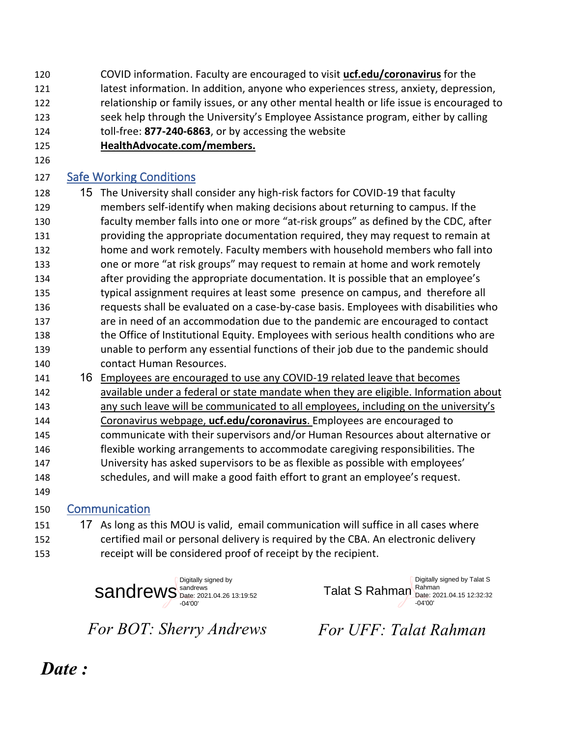COVID information. Faculty are encouraged to visit **ucf.edu/coronavirus** for the latest information. In addition, anyone who experiences stress, anxiety, depression, relationship or family issues, or any other mental health or life issue is encouraged to seek help through the University's Employee Assistance program, either by calling toll-free: **877-240-6863**, or by accessing the website **HealthAdvocate.com/members.**

## Safe Working Conditions

15 The University shall consider any high-risk factors for COVID-19 that faculty members self-identify when making decisions about returning to campus. If the faculty member falls into one or more "at-risk groups" as defined by the CDC, after providing the appropriate documentation required, they may request to remain at home and work remotely. Faculty members with household members who fall into one or more "at risk groups" may request to remain at home and work remotely after providing the appropriate documentation. It is possible that an employee's typical assignment requires at least some presence on campus, and therefore all requests shall be evaluated on a case-by-case basis. Employees with disabilities who are in need of an accommodation due to the pandemic are encouraged to contact the Office of Institutional Equity. Employees with serious health conditions who are unable to perform any essential functions of their job due to the pandemic should contact Human Resources.

16 Employees are encouraged to use any COVID-19 related leave that becomes available under a federal or state mandate when they are eligible. Information about any such leave will be communicated to all employees, including on the university's Coronavirus webpage, **ucf.edu/coronavirus**. Employees are encouraged to communicate with their supervisors and/or Human Resources about alternative or flexible working arrangements to accommodate caregiving responsibilities. The University has asked supervisors to be as flexible as possible with employees' schedules, and will make a good faith effort to grant an employee's request.

## Communication

17 As long as this MOU is valid, email communication will suffice in all cases where certified mail or personal delivery is required by the CBA. An electronic delivery receipt will be considered proof of receipt by the recipient.

sandrews — Digitally signed by sandrews Date: 2021.04.26 13:19:52 -04'00'

*For BOT: Sherry Andrews*

Talat S Rahman — Digitally signed by Talat S Rahman Date: 2021.04.15 12:32:32 -04'00'

*For UFF: Talat Rahman*

***Date :***